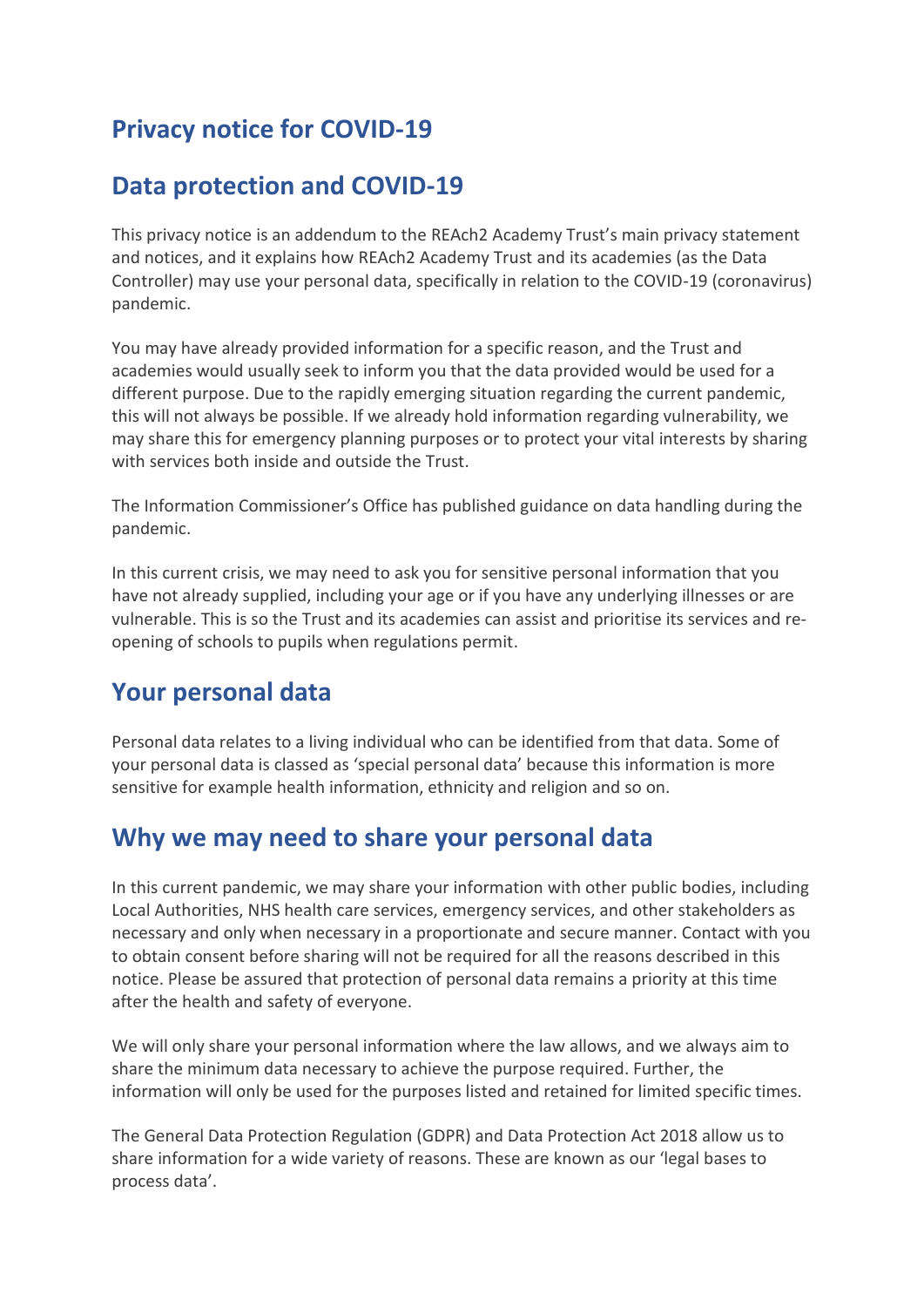# Privacy notice for COVID-19

## Data protection and COVID-19

This privacy notice is an addendum to the REAch2 Academy Trust's main privacy statement and notices, and it explains how REAch2 Academy Trust and its academies (as the Data Controller) may use your personal data, specifically in relation to the COVID-19 (coronavirus) pandemic.

You may have already provided information for a specific reason, and the Trust and academies would usually seek to inform you that the data provided would be used for a different purpose. Due to the rapidly emerging situation regarding the current pandemic, this will not always be possible. If we already hold information regarding vulnerability, we may share this for emergency planning purposes or to protect your vital interests by sharing with services both inside and outside the Trust.

The Information Commissioner's Office has published guidance on data handling during the pandemic.

In this current crisis, we may need to ask you for sensitive personal information that you have not already supplied, including your age or if you have any underlying illnesses or are vulnerable. This is so the Trust and its academies can assist and prioritise its services and re-opening of schools to pupils when regulations permit.

## Your personal data

Personal data relates to a living individual who can be identified from that data. Some of your personal data is classed as 'special personal data' because this information is more sensitive for example health information, ethnicity and religion and so on.

## Why we may need to share your personal data

In this current pandemic, we may share your information with other public bodies, including Local Authorities, NHS health care services, emergency services, and other stakeholders as necessary and only when necessary in a proportionate and secure manner. Contact with you to obtain consent before sharing will not be required for all the reasons described in this notice. Please be assured that protection of personal data remains a priority at this time after the health and safety of everyone.

We will only share your personal information where the law allows, and we always aim to share the minimum data necessary to achieve the purpose required. Further, the information will only be used for the purposes listed and retained for limited specific times.

The General Data Protection Regulation (GDPR) and Data Protection Act 2018 allow us to share information for a wide variety of reasons. These are known as our 'legal bases to process data'.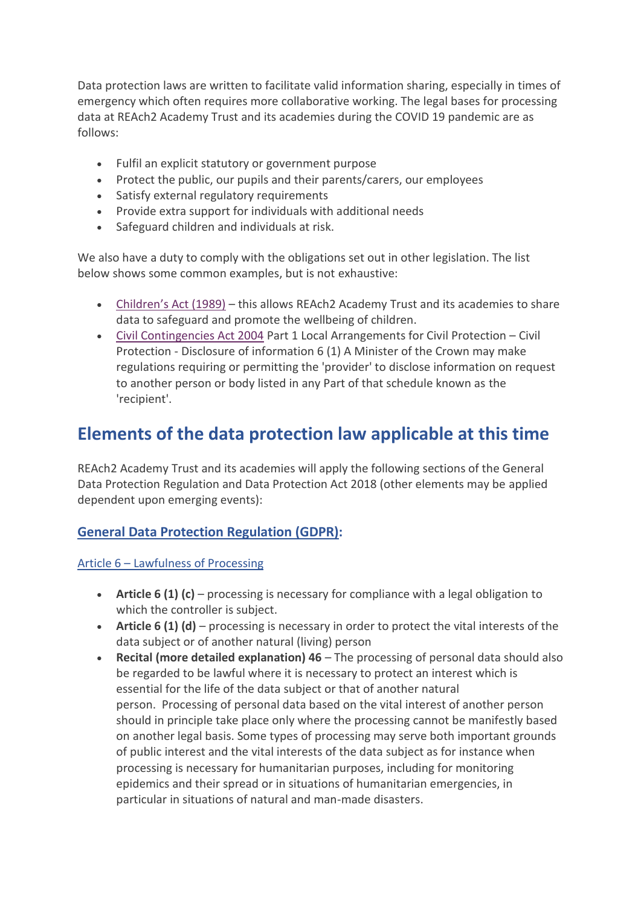Data protection laws are written to facilitate valid information sharing, especially in times of emergency which often requires more collaborative working. The legal bases for processing data at REAch2 Academy Trust and its academies during the COVID 19 pandemic are as follows:

- Fulfil an explicit statutory or government purpose
- Protect the public, our pupils and their parents/carers, our employees
- Satisfy external regulatory requirements
- Provide extra support for individuals with additional needs
- Safeguard children and individuals at risk.

We also have a duty to comply with the obligations set out in other legislation. The list below shows some common examples, but is not exhaustive:

- Children's Act (1989) – this allows REAch2 Academy Trust and its academies to share data to safeguard and promote the wellbeing of children.
- Civil Contingencies Act 2004 Part 1 Local Arrangements for Civil Protection – Civil Protection - Disclosure of information 6 (1) A Minister of the Crown may make regulations requiring or permitting the 'provider' to disclose information on request to another person or body listed in any Part of that schedule known as the 'recipient'.

## Elements of the data protection law applicable at this time

REAch2 Academy Trust and its academies will apply the following sections of the General Data Protection Regulation and Data Protection Act 2018 (other elements may be applied dependent upon emerging events):

### General Data Protection Regulation (GDPR):

#### Article 6 – Lawfulness of Processing

- **Article 6 (1) (c)** – processing is necessary for compliance with a legal obligation to which the controller is subject.
- **Article 6 (1) (d)** – processing is necessary in order to protect the vital interests of the data subject or of another natural (living) person
- **Recital (more detailed explanation) 46** – The processing of personal data should also be regarded to be lawful where it is necessary to protect an interest which is essential for the life of the data subject or that of another natural person. Processing of personal data based on the vital interest of another person should in principle take place only where the processing cannot be manifestly based on another legal basis. Some types of processing may serve both important grounds of public interest and the vital interests of the data subject as for instance when processing is necessary for humanitarian purposes, including for monitoring epidemics and their spread or in situations of humanitarian emergencies, in particular in situations of natural and man-made disasters.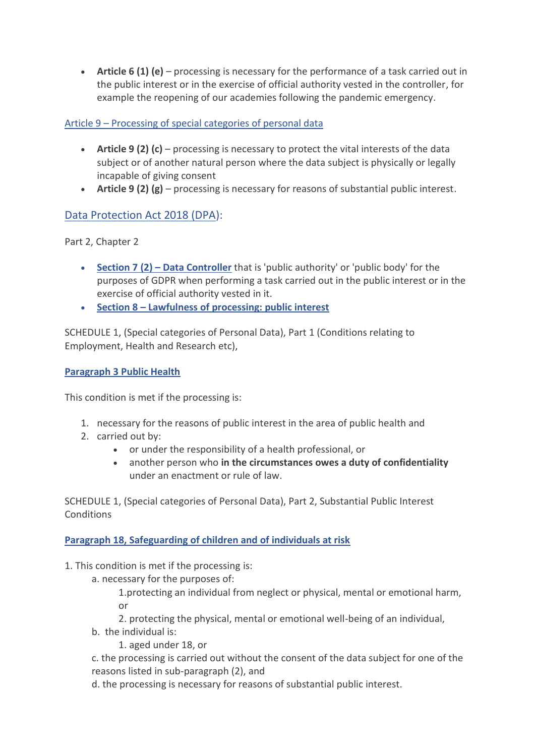- **Article 6 (1) (e)** – processing is necessary for the performance of a task carried out in the public interest or in the exercise of official authority vested in the controller, for example the reopening of our academies following the pandemic emergency.

Article 9 – Processing of special categories of personal data

- **Article 9 (2) (c)** – processing is necessary to protect the vital interests of the data subject or of another natural person where the data subject is physically or legally incapable of giving consent
- **Article 9 (2) (g)** – processing is necessary for reasons of substantial public interest.

## Data Protection Act 2018 (DPA):

Part 2, Chapter 2

- **Section 7 (2) – Data Controller** that is 'public authority' or 'public body' for the purposes of GDPR when performing a task carried out in the public interest or in the exercise of official authority vested in it.
- **Section 8 – Lawfulness of processing: public interest**

SCHEDULE 1, (Special categories of Personal Data), Part 1 (Conditions relating to Employment, Health and Research etc),

**Paragraph 3 Public Health**

This condition is met if the processing is:

1. necessary for the reasons of public interest in the area of public health and
2. carried out by:
   - or under the responsibility of a health professional, or
   - another person who **in the circumstances owes a duty of confidentiality** under an enactment or rule of law.

SCHEDULE 1, (Special categories of Personal Data), Part 2, Substantial Public Interest Conditions

**Paragraph 18, Safeguarding of children and of individuals at risk**

1. This condition is met if the processing is:
   a. necessary for the purposes of:
      1. protecting an individual from neglect or physical, mental or emotional harm, or
      2. protecting the physical, mental or emotional well-being of an individual,
   b. the individual is:
      1. aged under 18, or
   c. the processing is carried out without the consent of the data subject for one of the reasons listed in sub-paragraph (2), and
   d. the processing is necessary for reasons of substantial public interest.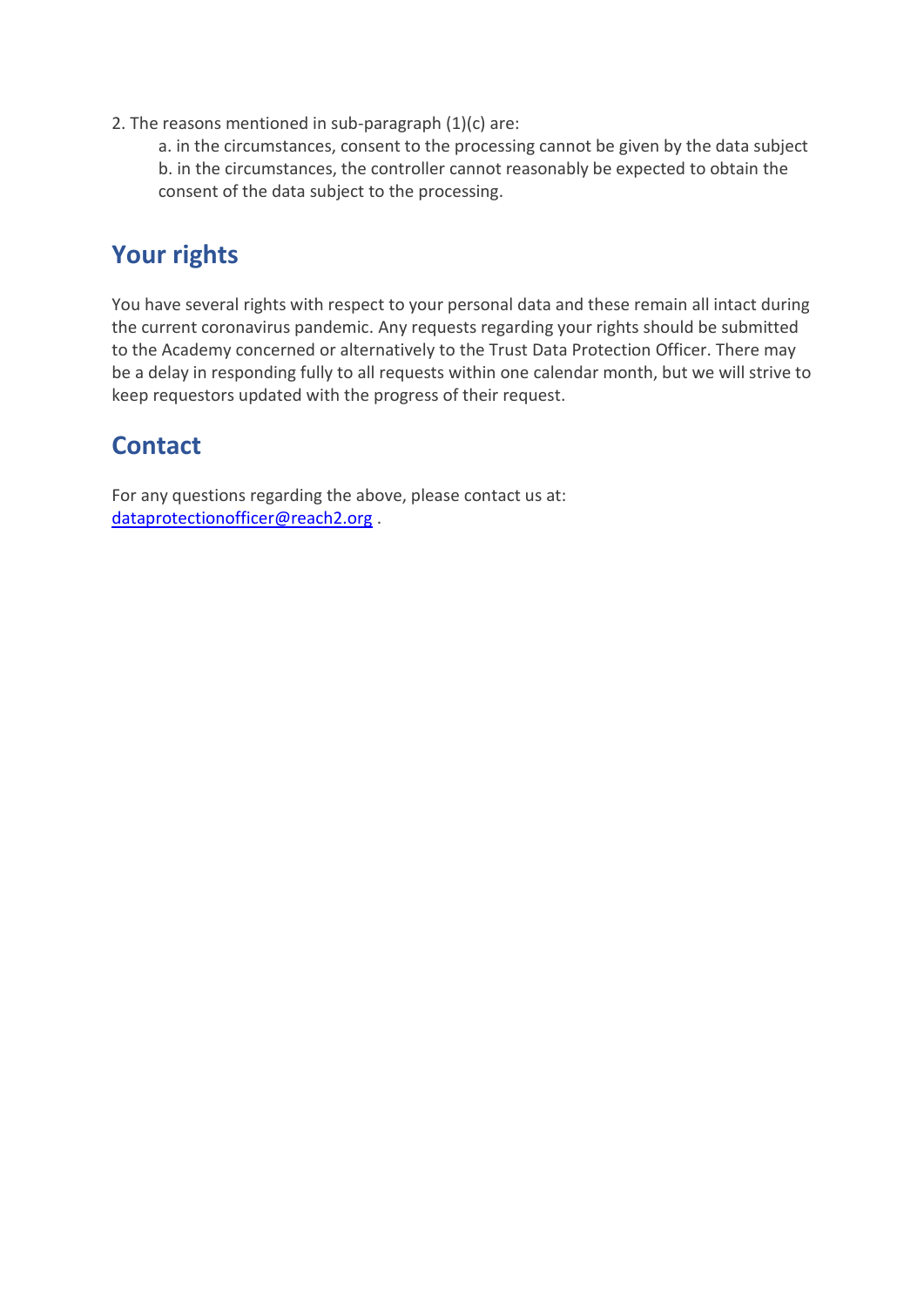2. The reasons mentioned in sub-paragraph (1)(c) are:
   a. in the circumstances, consent to the processing cannot be given by the data subject
   b. in the circumstances, the controller cannot reasonably be expected to obtain the consent of the data subject to the processing.

## Your rights

You have several rights with respect to your personal data and these remain all intact during the current coronavirus pandemic. Any requests regarding your rights should be submitted to the Academy concerned or alternatively to the Trust Data Protection Officer. There may be a delay in responding fully to all requests within one calendar month, but we will strive to keep requestors updated with the progress of their request.

## Contact

For any questions regarding the above, please contact us at:
dataprotectionofficer@reach2.org .